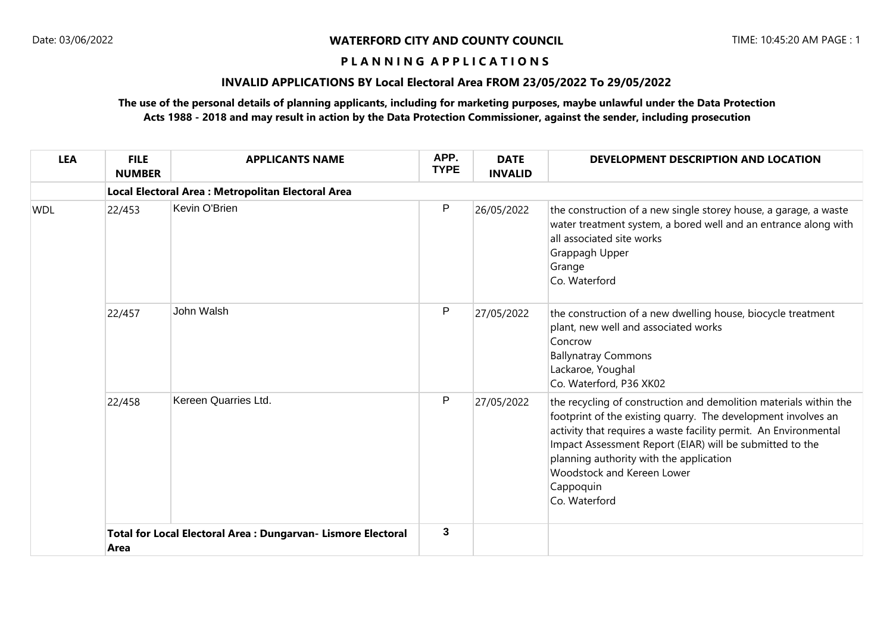Date: 03/06/2022

**WATERFORD CITY AND COUNTY COUNCIL**

TIME: 10:45:20 AM PAGE : 1

**P L A N N I N G A P P L I C A T I O N S**

**INVALID APPLICATIONS BY Local Electoral Area FROM 23/05/2022 To 29/05/2022**

**The use of the personal details of planning applicants, including for marketing purposes, maybe unlawful under the Data Protection Acts 1988 - 2018 and may result in action by the Data Protection Commissioner, against the sender, including prosecution**

| LEA | FILE NUMBER | APPLICANTS NAME | APP. TYPE | DATE INVALID | DEVELOPMENT DESCRIPTION AND LOCATION |
|---|---|---|---|---|---|
| | **Local Electoral Area : Metropolitan Electoral Area** | | | | |
| WDL | 22/453 | Kevin O'Brien | P | 26/05/2022 | the construction of a new single storey house, a garage, a waste water treatment system, a bored well and an entrance along with all associated site works<br>Grappagh Upper<br>Grange<br>Co. Waterford |
| | 22/457 | John Walsh | P | 27/05/2022 | the construction of a new dwelling house, biocycle treatment plant, new well and associated works<br>Concrow<br>Ballynatray Commons<br>Lackaroe, Youghal<br>Co. Waterford, P36 XK02 |
| | 22/458 | Kereen Quarries Ltd. | P | 27/05/2022 | the recycling of construction and demolition materials within the footprint of the existing quarry. The development involves an activity that requires a waste facility permit. An Environmental Impact Assessment Report (EIAR) will be submitted to the planning authority with the application<br>Woodstock and Kereen Lower<br>Cappoquin<br>Co. Waterford |
| | **Total for Local Electoral Area : Dungarvan- Lismore Electoral Area** | | 3 | | |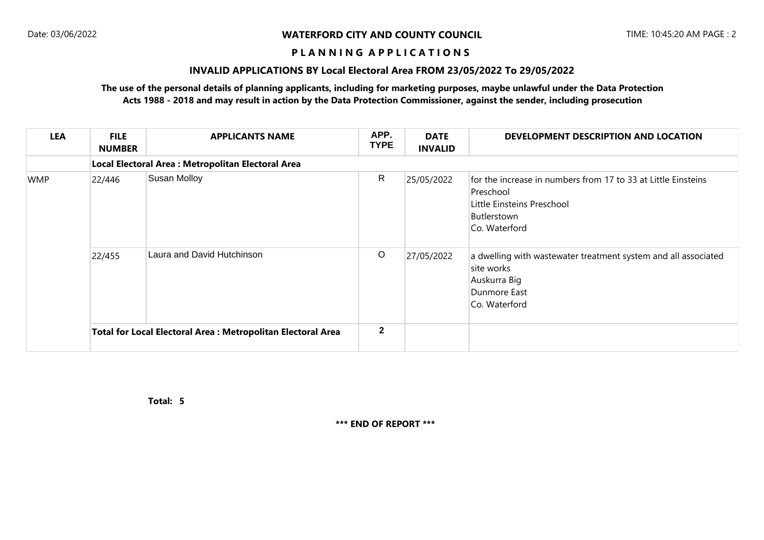**WATERFORD CITY AND COUNTY COUNCIL**

**P L A N N I N G A P P L I C A T I O N S**

**INVALID APPLICATIONS BY Local Electoral Area FROM 23/05/2022 To 29/05/2022**

**The use of the personal details of planning applicants, including for marketing purposes, maybe unlawful under the Data Protection Acts 1988 - 2018 and may result in action by the Data Protection Commissioner, against the sender, including prosecution**

| LEA | FILE NUMBER | APPLICANTS NAME | APP. TYPE | DATE INVALID | DEVELOPMENT DESCRIPTION AND LOCATION |
|---|---|---|---|---|---|
| | **Local Electoral Area : Metropolitan Electoral Area** | | | | |
| WMP | 22/446 | Susan Molloy | R | 25/05/2022 | for the increase in numbers from 17 to 33 at Little Einsteins Preschool<br>Little Einsteins Preschool<br>Butlerstown<br>Co. Waterford |
| | 22/455 | Laura and David Hutchinson | O | 27/05/2022 | a dwelling with wastewater treatment system and all associated site works<br>Auskurra Big<br>Dunmore East<br>Co. Waterford |
| | **Total for Local Electoral Area : Metropolitan Electoral Area** | | **2** | | |

**Total: 5**

**\*\*\* END OF REPORT \*\*\***